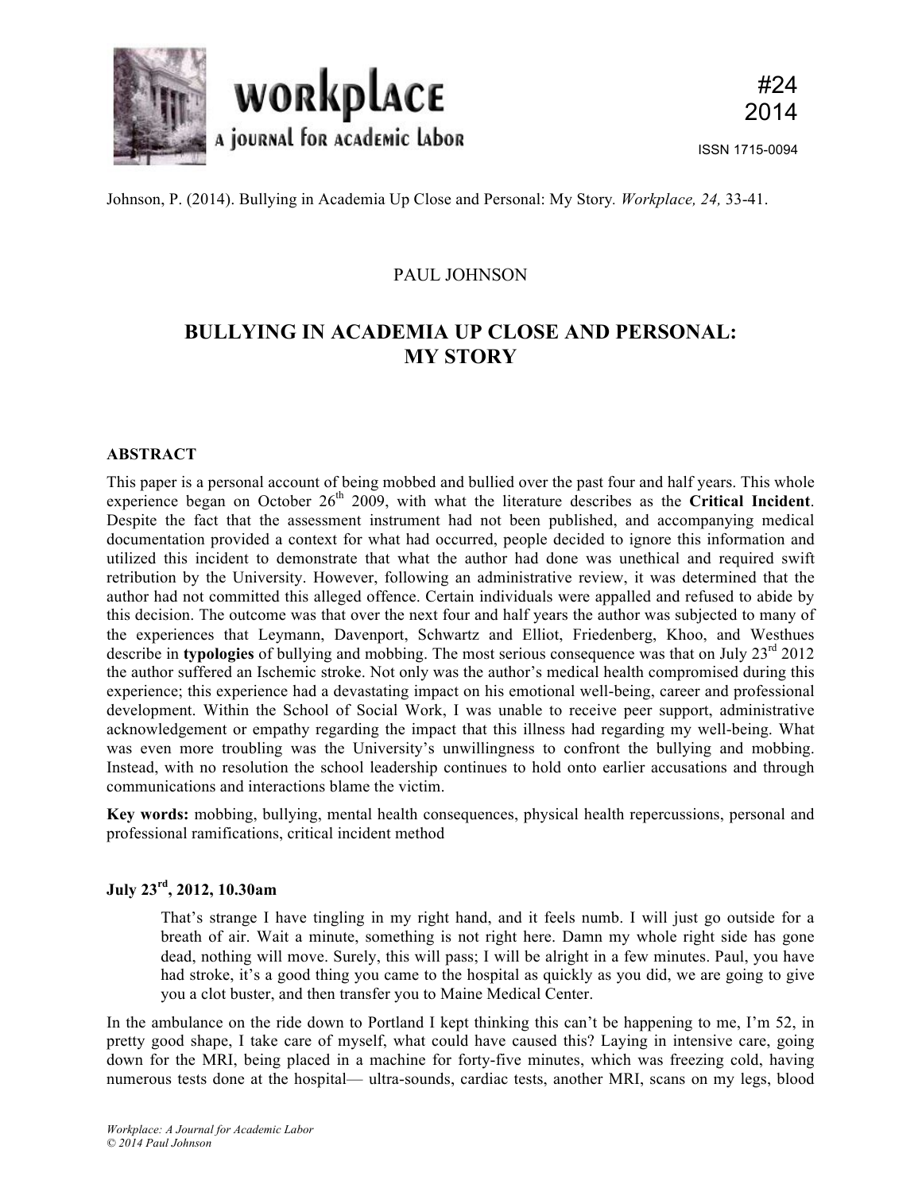Johnson, P. (2014). Bullying in Academia Up Close and Personal: My Story. *Workplace, 24,* 33-41.

PAUL JOHNSON

# BULLYING IN ACADEMIA UP CLOSE AND PERSONAL: MY STORY

## ABSTRACT

This paper is a personal account of being mobbed and bullied over the past four and half years. This whole experience began on October 26th 2009, with what the literature describes as the **Critical Incident**. Despite the fact that the assessment instrument had not been published, and accompanying medical documentation provided a context for what had occurred, people decided to ignore this information and utilized this incident to demonstrate that what the author had done was unethical and required swift retribution by the University. However, following an administrative review, it was determined that the author had not committed this alleged offence. Certain individuals were appalled and refused to abide by this decision. The outcome was that over the next four and half years the author was subjected to many of the experiences that Leymann, Davenport, Schwartz and Elliot, Friedenberg, Khoo, and Westhues describe in **typologies** of bullying and mobbing. The most serious consequence was that on July 23rd 2012 the author suffered an Ischemic stroke. Not only was the author's medical health compromised during this experience; this experience had a devastating impact on his emotional well-being, career and professional development. Within the School of Social Work, I was unable to receive peer support, administrative acknowledgement or empathy regarding the impact that this illness had regarding my well-being. What was even more troubling was the University's unwillingness to confront the bullying and mobbing. Instead, with no resolution the school leadership continues to hold onto earlier accusations and through communications and interactions blame the victim.

**Key words:** mobbing, bullying, mental health consequences, physical health repercussions, personal and professional ramifications, critical incident method

### July 23rd, 2012, 10.30am

> That's strange I have tingling in my right hand, and it feels numb. I will just go outside for a breath of air. Wait a minute, something is not right here. Damn my whole right side has gone dead, nothing will move. Surely, this will pass; I will be alright in a few minutes. Paul, you have had stroke, it's a good thing you came to the hospital as quickly as you did, we are going to give you a clot buster, and then transfer you to Maine Medical Center.

In the ambulance on the ride down to Portland I kept thinking this can't be happening to me, I'm 52, in pretty good shape, I take care of myself, what could have caused this? Laying in intensive care, going down for the MRI, being placed in a machine for forty-five minutes, which was freezing cold, having numerous tests done at the hospital— ultra-sounds, cardiac tests, another MRI, scans on my legs, blood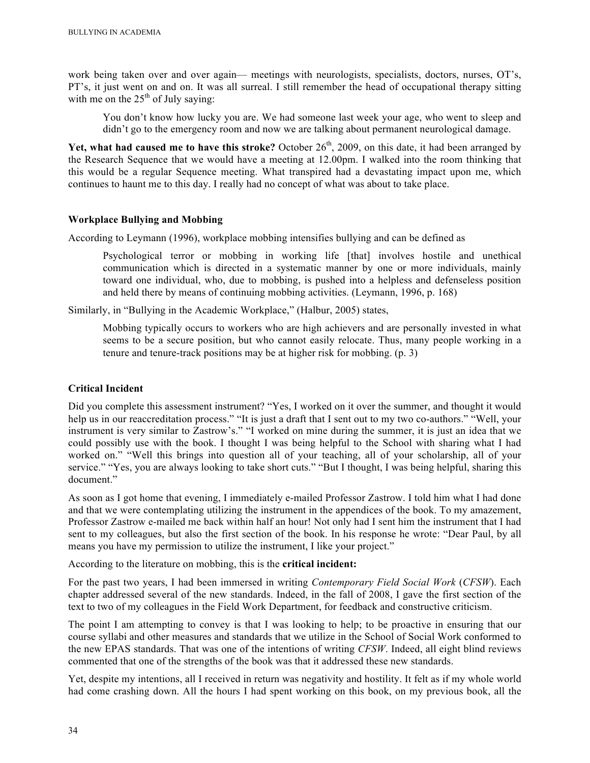work being taken over and over again— meetings with neurologists, specialists, doctors, nurses, OT's, PT's, it just went on and on. It was all surreal. I still remember the head of occupational therapy sitting with me on the 25th of July saying:

> You don't know how lucky you are. We had someone last week your age, who went to sleep and didn't go to the emergency room and now we are talking about permanent neurological damage.

**Yet, what had caused me to have this stroke?** October 26th, 2009, on this date, it had been arranged by the Research Sequence that we would have a meeting at 12.00pm. I walked into the room thinking that this would be a regular Sequence meeting. What transpired had a devastating impact upon me, which continues to haunt me to this day. I really had no concept of what was about to take place.

### Workplace Bullying and Mobbing

According to Leymann (1996), workplace mobbing intensifies bullying and can be defined as

> Psychological terror or mobbing in working life [that] involves hostile and unethical communication which is directed in a systematic manner by one or more individuals, mainly toward one individual, who, due to mobbing, is pushed into a helpless and defenseless position and held there by means of continuing mobbing activities. (Leymann, 1996, p. 168)

Similarly, in "Bullying in the Academic Workplace," (Halbur, 2005) states,

> Mobbing typically occurs to workers who are high achievers and are personally invested in what seems to be a secure position, but who cannot easily relocate. Thus, many people working in a tenure and tenure-track positions may be at higher risk for mobbing. (p. 3)

### Critical Incident

Did you complete this assessment instrument? "Yes, I worked on it over the summer, and thought it would help us in our reaccreditation process." "It is just a draft that I sent out to my two co-authors." "Well, your instrument is very similar to Zastrow's." "I worked on mine during the summer, it is just an idea that we could possibly use with the book. I thought I was being helpful to the School with sharing what I had worked on." "Well this brings into question all of your teaching, all of your scholarship, all of your service." "Yes, you are always looking to take short cuts." "But I thought, I was being helpful, sharing this document."

As soon as I got home that evening, I immediately e-mailed Professor Zastrow. I told him what I had done and that we were contemplating utilizing the instrument in the appendices of the book. To my amazement, Professor Zastrow e-mailed me back within half an hour! Not only had I sent him the instrument that I had sent to my colleagues, but also the first section of the book. In his response he wrote: "Dear Paul, by all means you have my permission to utilize the instrument, I like your project."

According to the literature on mobbing, this is the **critical incident:**

For the past two years, I had been immersed in writing *Contemporary Field Social Work* (*CFSW*). Each chapter addressed several of the new standards. Indeed, in the fall of 2008, I gave the first section of the text to two of my colleagues in the Field Work Department, for feedback and constructive criticism.

The point I am attempting to convey is that I was looking to help; to be proactive in ensuring that our course syllabi and other measures and standards that we utilize in the School of Social Work conformed to the new EPAS standards. That was one of the intentions of writing *CFSW*. Indeed, all eight blind reviews commented that one of the strengths of the book was that it addressed these new standards.

Yet, despite my intentions, all I received in return was negativity and hostility. It felt as if my whole world had come crashing down. All the hours I had spent working on this book, on my previous book, all the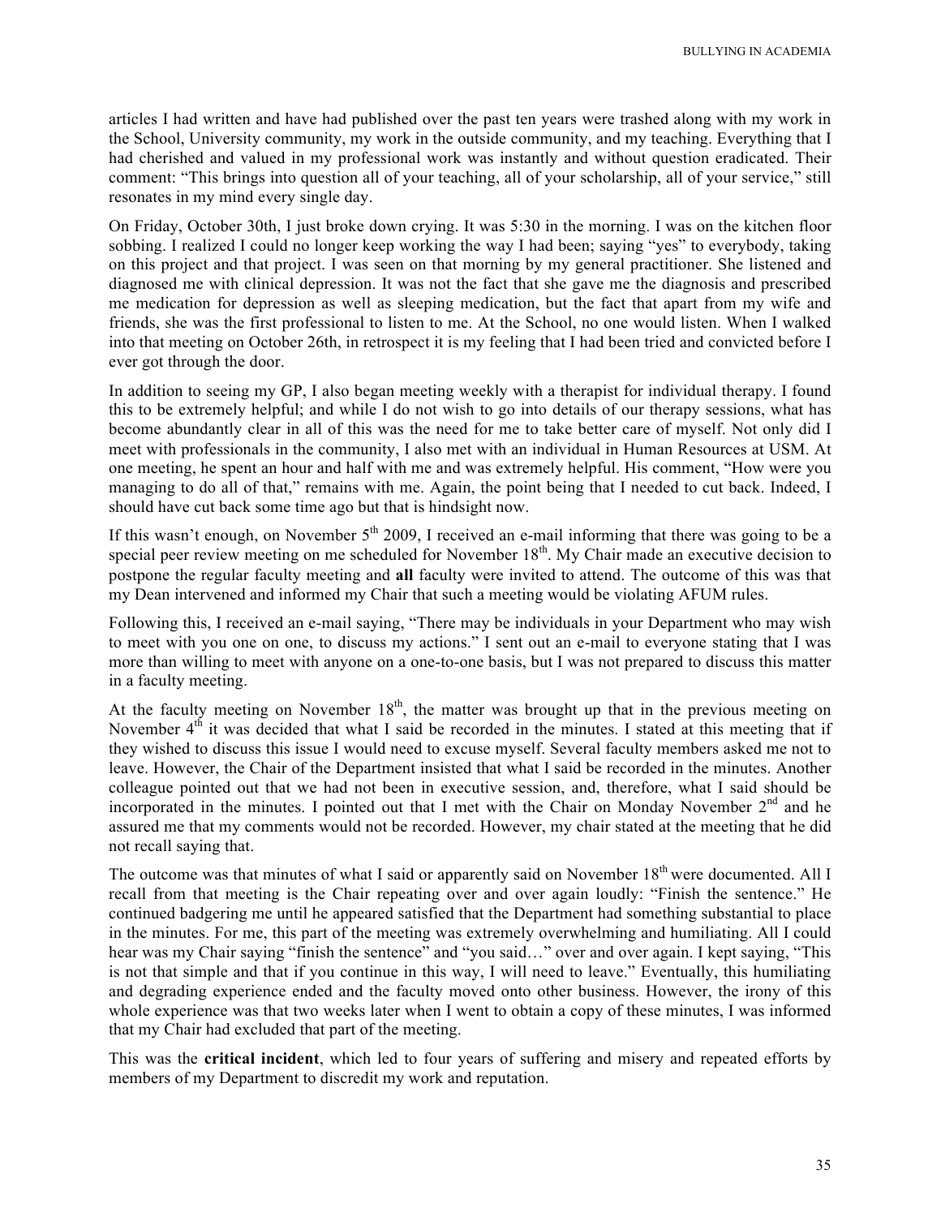articles I had written and have had published over the past ten years were trashed along with my work in the School, University community, my work in the outside community, and my teaching. Everything that I had cherished and valued in my professional work was instantly and without question eradicated. Their comment: "This brings into question all of your teaching, all of your scholarship, all of your service," still resonates in my mind every single day.

On Friday, October 30th, I just broke down crying. It was 5:30 in the morning. I was on the kitchen floor sobbing. I realized I could no longer keep working the way I had been; saying "yes" to everybody, taking on this project and that project. I was seen on that morning by my general practitioner. She listened and diagnosed me with clinical depression. It was not the fact that she gave me the diagnosis and prescribed me medication for depression as well as sleeping medication, but the fact that apart from my wife and friends, she was the first professional to listen to me. At the School, no one would listen. When I walked into that meeting on October 26th, in retrospect it is my feeling that I had been tried and convicted before I ever got through the door.

In addition to seeing my GP, I also began meeting weekly with a therapist for individual therapy. I found this to be extremely helpful; and while I do not wish to go into details of our therapy sessions, what has become abundantly clear in all of this was the need for me to take better care of myself. Not only did I meet with professionals in the community, I also met with an individual in Human Resources at USM. At one meeting, he spent an hour and half with me and was extremely helpful. His comment, "How were you managing to do all of that," remains with me. Again, the point being that I needed to cut back. Indeed, I should have cut back some time ago but that is hindsight now.

If this wasn't enough, on November 5th 2009, I received an e-mail informing that there was going to be a special peer review meeting on me scheduled for November 18th. My Chair made an executive decision to postpone the regular faculty meeting and **all** faculty were invited to attend. The outcome of this was that my Dean intervened and informed my Chair that such a meeting would be violating AFUM rules.

Following this, I received an e-mail saying, "There may be individuals in your Department who may wish to meet with you one on one, to discuss my actions." I sent out an e-mail to everyone stating that I was more than willing to meet with anyone on a one-to-one basis, but I was not prepared to discuss this matter in a faculty meeting.

At the faculty meeting on November 18th, the matter was brought up that in the previous meeting on November 4th it was decided that what I said be recorded in the minutes. I stated at this meeting that if they wished to discuss this issue I would need to excuse myself. Several faculty members asked me not to leave. However, the Chair of the Department insisted that what I said be recorded in the minutes. Another colleague pointed out that we had not been in executive session, and, therefore, what I said should be incorporated in the minutes. I pointed out that I met with the Chair on Monday November 2nd and he assured me that my comments would not be recorded. However, my chair stated at the meeting that he did not recall saying that.

The outcome was that minutes of what I said or apparently said on November 18th were documented. All I recall from that meeting is the Chair repeating over and over again loudly: "Finish the sentence." He continued badgering me until he appeared satisfied that the Department had something substantial to place in the minutes. For me, this part of the meeting was extremely overwhelming and humiliating. All I could hear was my Chair saying "finish the sentence" and "you said…" over and over again. I kept saying, "This is not that simple and that if you continue in this way, I will need to leave." Eventually, this humiliating and degrading experience ended and the faculty moved onto other business. However, the irony of this whole experience was that two weeks later when I went to obtain a copy of these minutes, I was informed that my Chair had excluded that part of the meeting.

This was the **critical incident**, which led to four years of suffering and misery and repeated efforts by members of my Department to discredit my work and reputation.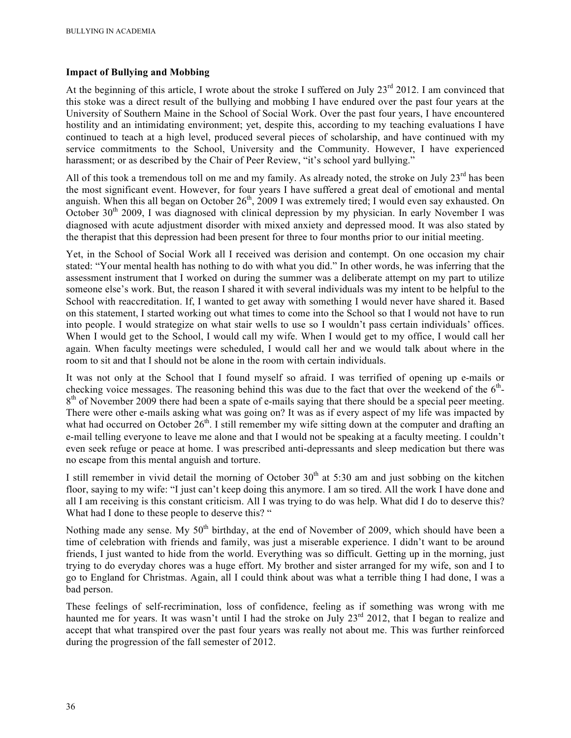**Impact of Bullying and Mobbing**

At the beginning of this article, I wrote about the stroke I suffered on July 23rd 2012. I am convinced that this stoke was a direct result of the bullying and mobbing I have endured over the past four years at the University of Southern Maine in the School of Social Work. Over the past four years, I have encountered hostility and an intimidating environment; yet, despite this, according to my teaching evaluations I have continued to teach at a high level, produced several pieces of scholarship, and have continued with my service commitments to the School, University and the Community. However, I have experienced harassment; or as described by the Chair of Peer Review, "it's school yard bullying."

All of this took a tremendous toll on me and my family. As already noted, the stroke on July 23rd has been the most significant event. However, for four years I have suffered a great deal of emotional and mental anguish. When this all began on October 26th, 2009 I was extremely tired; I would even say exhausted. On October 30th 2009, I was diagnosed with clinical depression by my physician. In early November I was diagnosed with acute adjustment disorder with mixed anxiety and depressed mood. It was also stated by the therapist that this depression had been present for three to four months prior to our initial meeting.

Yet, in the School of Social Work all I received was derision and contempt. On one occasion my chair stated: "Your mental health has nothing to do with what you did." In other words, he was inferring that the assessment instrument that I worked on during the summer was a deliberate attempt on my part to utilize someone else's work. But, the reason I shared it with several individuals was my intent to be helpful to the School with reaccreditation. If, I wanted to get away with something I would never have shared it. Based on this statement, I started working out what times to come into the School so that I would not have to run into people. I would strategize on what stair wells to use so I wouldn't pass certain individuals' offices. When I would get to the School, I would call my wife. When I would get to my office, I would call her again. When faculty meetings were scheduled, I would call her and we would talk about where in the room to sit and that I should not be alone in the room with certain individuals.

It was not only at the School that I found myself so afraid. I was terrified of opening up e-mails or checking voice messages. The reasoning behind this was due to the fact that over the weekend of the 6th-8th of November 2009 there had been a spate of e-mails saying that there should be a special peer meeting. There were other e-mails asking what was going on? It was as if every aspect of my life was impacted by what had occurred on October 26th. I still remember my wife sitting down at the computer and drafting an e-mail telling everyone to leave me alone and that I would not be speaking at a faculty meeting. I couldn't even seek refuge or peace at home. I was prescribed anti-depressants and sleep medication but there was no escape from this mental anguish and torture.

I still remember in vivid detail the morning of October 30th at 5:30 am and just sobbing on the kitchen floor, saying to my wife: "I just can't keep doing this anymore. I am so tired. All the work I have done and all I am receiving is this constant criticism. All I was trying to do was help. What did I do to deserve this? What had I done to these people to deserve this? "

Nothing made any sense. My 50th birthday, at the end of November of 2009, which should have been a time of celebration with friends and family, was just a miserable experience. I didn't want to be around friends, I just wanted to hide from the world. Everything was so difficult. Getting up in the morning, just trying to do everyday chores was a huge effort. My brother and sister arranged for my wife, son and I to go to England for Christmas. Again, all I could think about was what a terrible thing I had done, I was a bad person.

These feelings of self-recrimination, loss of confidence, feeling as if something was wrong with me haunted me for years. It was wasn't until I had the stroke on July 23rd 2012, that I began to realize and accept that what transpired over the past four years was really not about me. This was further reinforced during the progression of the fall semester of 2012.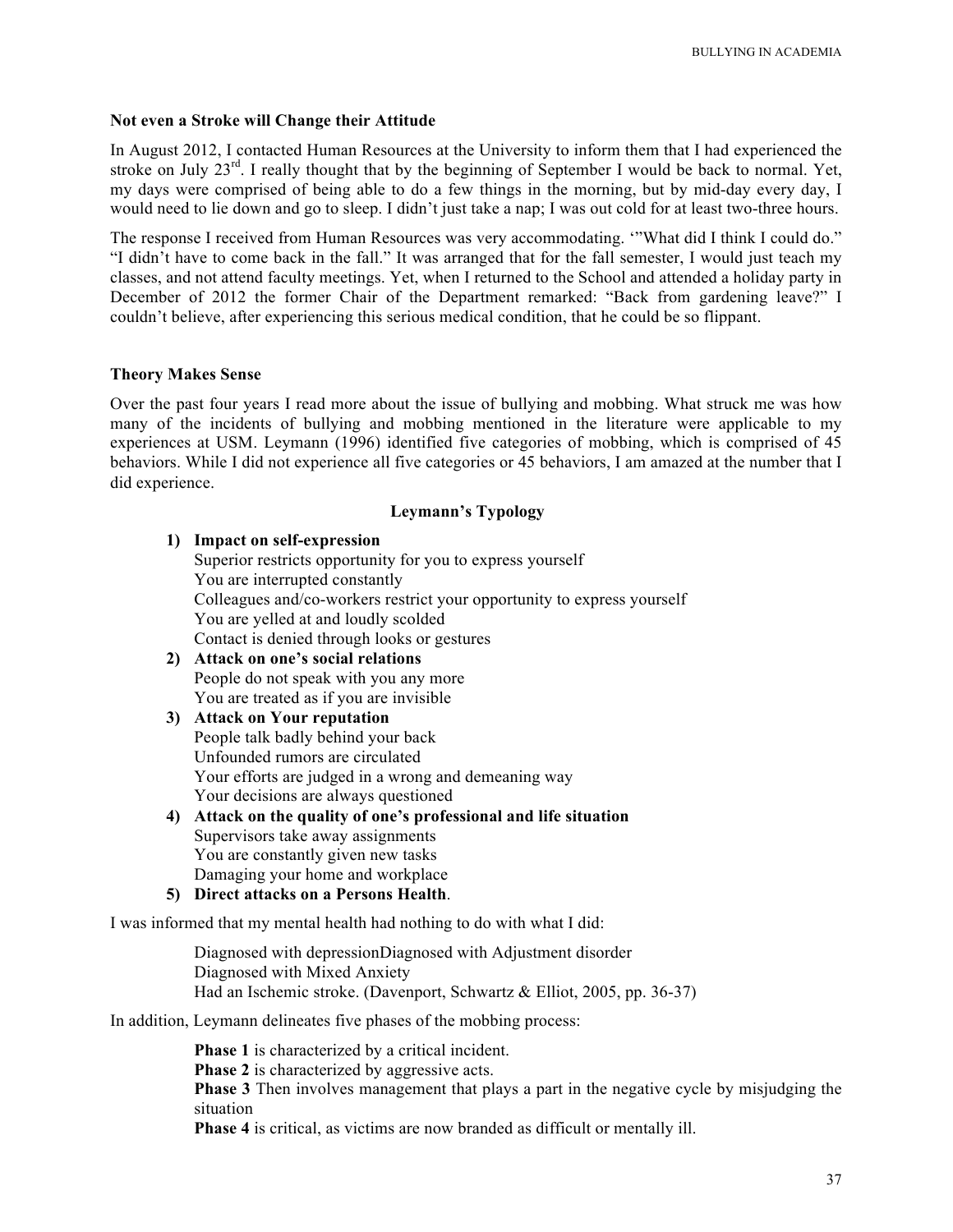**Not even a Stroke will Change their Attitude**

In August 2012, I contacted Human Resources at the University to inform them that I had experienced the stroke on July 23rd. I really thought that by the beginning of September I would be back to normal. Yet, my days were comprised of being able to do a few things in the morning, but by mid-day every day, I would need to lie down and go to sleep. I didn't just take a nap; I was out cold for at least two-three hours.

The response I received from Human Resources was very accommodating. '"What did I think I could do." "I didn't have to come back in the fall." It was arranged that for the fall semester, I would just teach my classes, and not attend faculty meetings. Yet, when I returned to the School and attended a holiday party in December of 2012 the former Chair of the Department remarked: "Back from gardening leave?" I couldn't believe, after experiencing this serious medical condition, that he could be so flippant.

**Theory Makes Sense**

Over the past four years I read more about the issue of bullying and mobbing. What struck me was how many of the incidents of bullying and mobbing mentioned in the literature were applicable to my experiences at USM. Leymann (1996) identified five categories of mobbing, which is comprised of 45 behaviors. While I did not experience all five categories or 45 behaviors, I am amazed at the number that I did experience.

**Leymann's Typology**

1) **Impact on self-expression**
   Superior restricts opportunity for you to express yourself
   You are interrupted constantly
   Colleagues and/co-workers restrict your opportunity to express yourself
   You are yelled at and loudly scolded
   Contact is denied through looks or gestures
2) **Attack on one's social relations**
   People do not speak with you any more
   You are treated as if you are invisible
3) **Attack on Your reputation**
   People talk badly behind your back
   Unfounded rumors are circulated
   Your efforts are judged in a wrong and demeaning way
   Your decisions are always questioned
4) **Attack on the quality of one's professional and life situation**
   Supervisors take away assignments
   You are constantly given new tasks
   Damaging your home and workplace
5) **Direct attacks on a Persons Health**.

I was informed that my mental health had nothing to do with what I did:

> Diagnosed with depressionDiagnosed with Adjustment disorder
> Diagnosed with Mixed Anxiety
> Had an Ischemic stroke. (Davenport, Schwartz & Elliot, 2005, pp. 36-37)

In addition, Leymann delineates five phases of the mobbing process:

> **Phase 1** is characterized by a critical incident.
> **Phase 2** is characterized by aggressive acts.
> **Phase 3** Then involves management that plays a part in the negative cycle by misjudging the situation
> **Phase 4** is critical, as victims are now branded as difficult or mentally ill.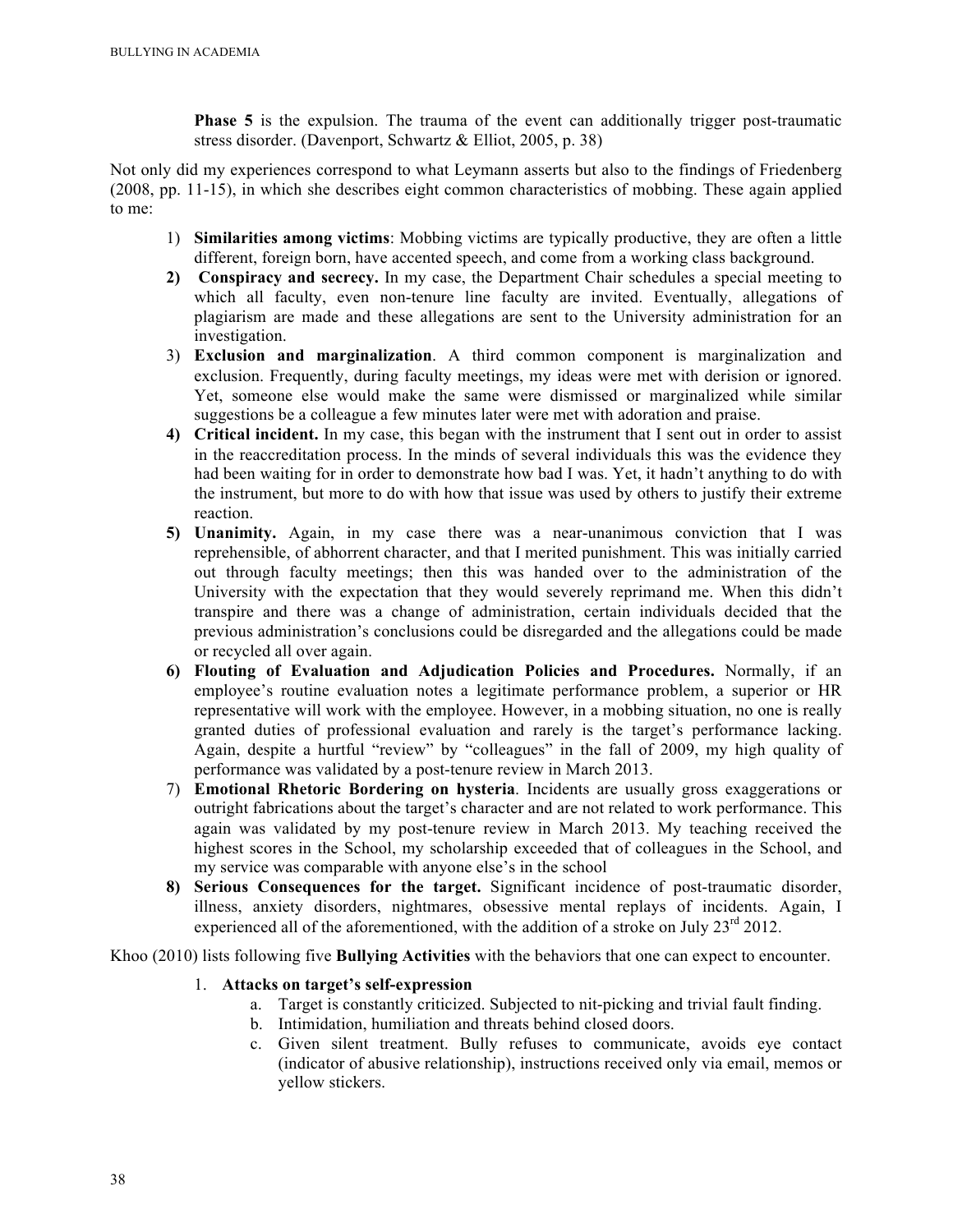**Phase 5** is the expulsion. The trauma of the event can additionally trigger post-traumatic stress disorder. (Davenport, Schwartz & Elliot, 2005, p. 38)

Not only did my experiences correspond to what Leymann asserts but also to the findings of Friedenberg (2008, pp. 11-15), in which she describes eight common characteristics of mobbing. These again applied to me:

1) **Similarities among victims**: Mobbing victims are typically productive, they are often a little different, foreign born, have accented speech, and come from a working class background.
2) **Conspiracy and secrecy.** In my case, the Department Chair schedules a special meeting to which all faculty, even non-tenure line faculty are invited. Eventually, allegations of plagiarism are made and these allegations are sent to the University administration for an investigation.
3) **Exclusion and marginalization**. A third common component is marginalization and exclusion. Frequently, during faculty meetings, my ideas were met with derision or ignored. Yet, someone else would make the same were dismissed or marginalized while similar suggestions be a colleague a few minutes later were met with adoration and praise.
4) **Critical incident.** In my case, this began with the instrument that I sent out in order to assist in the reaccreditation process. In the minds of several individuals this was the evidence they had been waiting for in order to demonstrate how bad I was. Yet, it hadn't anything to do with the instrument, but more to do with how that issue was used by others to justify their extreme reaction.
5) **Unanimity.** Again, in my case there was a near-unanimous conviction that I was reprehensible, of abhorrent character, and that I merited punishment. This was initially carried out through faculty meetings; then this was handed over to the administration of the University with the expectation that they would severely reprimand me. When this didn't transpire and there was a change of administration, certain individuals decided that the previous administration's conclusions could be disregarded and the allegations could be made or recycled all over again.
6) **Flouting of Evaluation and Adjudication Policies and Procedures.** Normally, if an employee's routine evaluation notes a legitimate performance problem, a superior or HR representative will work with the employee. However, in a mobbing situation, no one is really granted duties of professional evaluation and rarely is the target's performance lacking. Again, despite a hurtful "review" by "colleagues" in the fall of 2009, my high quality of performance was validated by a post-tenure review in March 2013.
7) **Emotional Rhetoric Bordering on hysteria**. Incidents are usually gross exaggerations or outright fabrications about the target's character and are not related to work performance. This again was validated by my post-tenure review in March 2013. My teaching received the highest scores in the School, my scholarship exceeded that of colleagues in the School, and my service was comparable with anyone else's in the school
8) **Serious Consequences for the target.** Significant incidence of post-traumatic disorder, illness, anxiety disorders, nightmares, obsessive mental replays of incidents. Again, I experienced all of the aforementioned, with the addition of a stroke on July 23rd 2012.

Khoo (2010) lists following five **Bullying Activities** with the behaviors that one can expect to encounter.

1. **Attacks on target's self-expression**
   a. Target is constantly criticized. Subjected to nit-picking and trivial fault finding.
   b. Intimidation, humiliation and threats behind closed doors.
   c. Given silent treatment. Bully refuses to communicate, avoids eye contact (indicator of abusive relationship), instructions received only via email, memos or yellow stickers.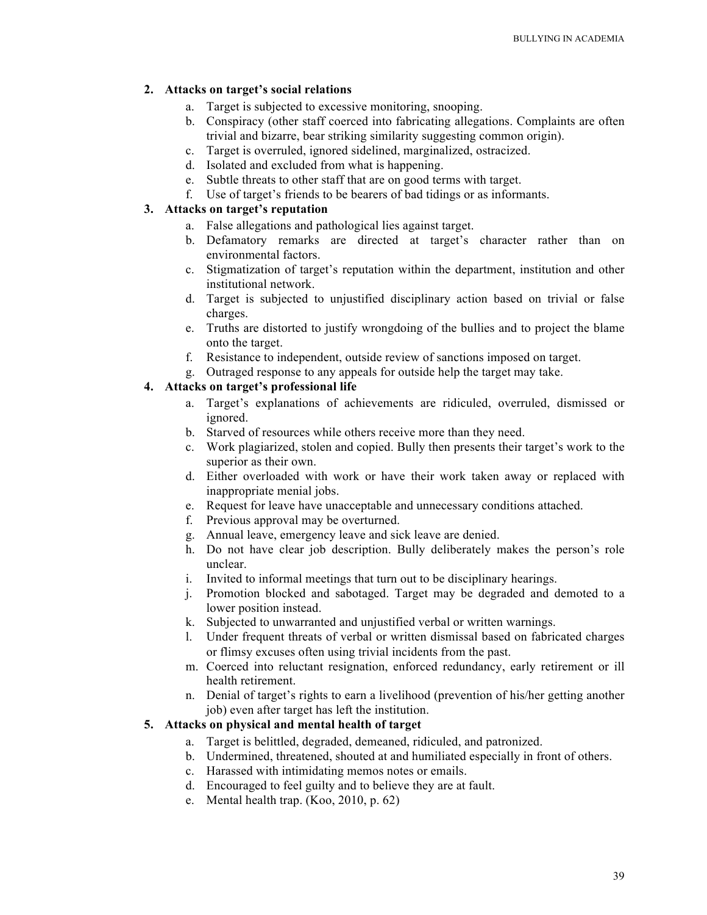2. **Attacks on target's social relations**
    a. Target is subjected to excessive monitoring, snooping.
    b. Conspiracy (other staff coerced into fabricating allegations. Complaints are often trivial and bizarre, bear striking similarity suggesting common origin).
    c. Target is overruled, ignored sidelined, marginalized, ostracized.
    d. Isolated and excluded from what is happening.
    e. Subtle threats to other staff that are on good terms with target.
    f. Use of target's friends to be bearers of bad tidings or as informants.
3. **Attacks on target's reputation**
    a. False allegations and pathological lies against target.
    b. Defamatory remarks are directed at target's character rather than on environmental factors.
    c. Stigmatization of target's reputation within the department, institution and other institutional network.
    d. Target is subjected to unjustified disciplinary action based on trivial or false charges.
    e. Truths are distorted to justify wrongdoing of the bullies and to project the blame onto the target.
    f. Resistance to independent, outside review of sanctions imposed on target.
    g. Outraged response to any appeals for outside help the target may take.
4. **Attacks on target's professional life**
    a. Target's explanations of achievements are ridiculed, overruled, dismissed or ignored.
    b. Starved of resources while others receive more than they need.
    c. Work plagiarized, stolen and copied. Bully then presents their target's work to the superior as their own.
    d. Either overloaded with work or have their work taken away or replaced with inappropriate menial jobs.
    e. Request for leave have unacceptable and unnecessary conditions attached.
    f. Previous approval may be overturned.
    g. Annual leave, emergency leave and sick leave are denied.
    h. Do not have clear job description. Bully deliberately makes the person's role unclear.
    i. Invited to informal meetings that turn out to be disciplinary hearings.
    j. Promotion blocked and sabotaged. Target may be degraded and demoted to a lower position instead.
    k. Subjected to unwarranted and unjustified verbal or written warnings.
    l. Under frequent threats of verbal or written dismissal based on fabricated charges or flimsy excuses often using trivial incidents from the past.
    m. Coerced into reluctant resignation, enforced redundancy, early retirement or ill health retirement.
    n. Denial of target's rights to earn a livelihood (prevention of his/her getting another job) even after target has left the institution.
5. **Attacks on physical and mental health of target**
    a. Target is belittled, degraded, demeaned, ridiculed, and patronized.
    b. Undermined, threatened, shouted at and humiliated especially in front of others.
    c. Harassed with intimidating memos notes or emails.
    d. Encouraged to feel guilty and to believe they are at fault.
    e. Mental health trap. (Koo, 2010, p. 62)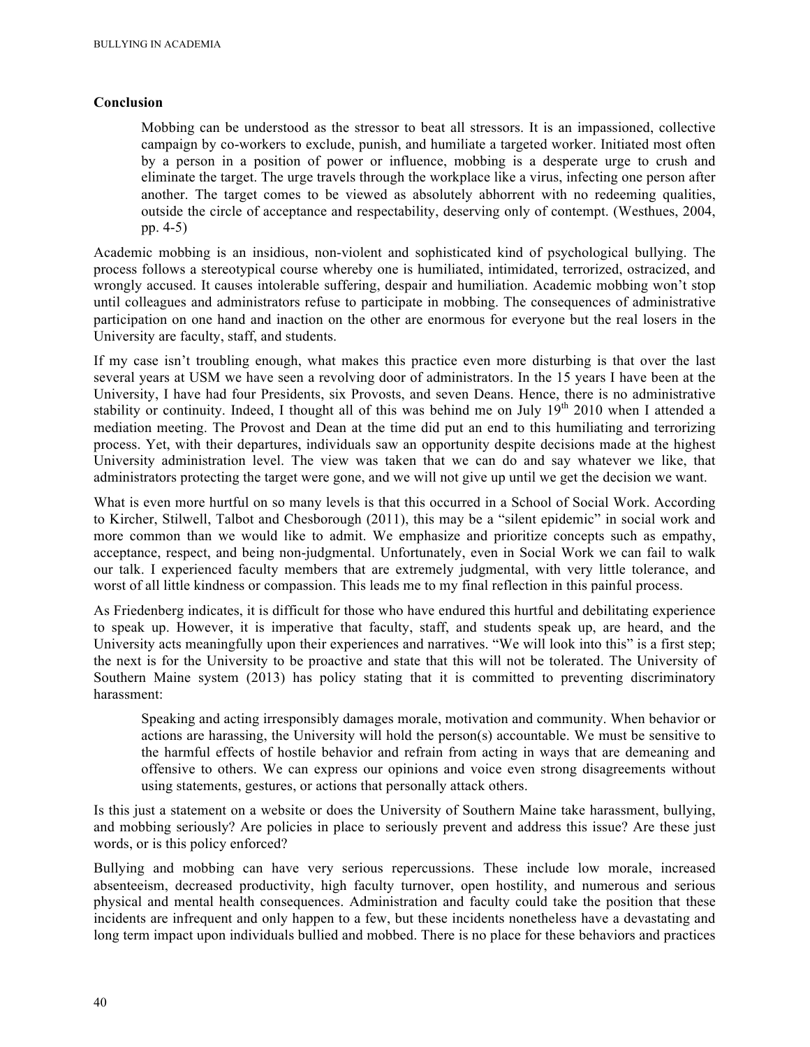## Conclusion

> Mobbing can be understood as the stressor to beat all stressors. It is an impassioned, collective campaign by co-workers to exclude, punish, and humiliate a targeted worker. Initiated most often by a person in a position of power or influence, mobbing is a desperate urge to crush and eliminate the target. The urge travels through the workplace like a virus, infecting one person after another. The target comes to be viewed as absolutely abhorrent with no redeeming qualities, outside the circle of acceptance and respectability, deserving only of contempt. (Westhues, 2004, pp. 4-5)

Academic mobbing is an insidious, non-violent and sophisticated kind of psychological bullying. The process follows a stereotypical course whereby one is humiliated, intimidated, terrorized, ostracized, and wrongly accused. It causes intolerable suffering, despair and humiliation. Academic mobbing won't stop until colleagues and administrators refuse to participate in mobbing. The consequences of administrative participation on one hand and inaction on the other are enormous for everyone but the real losers in the University are faculty, staff, and students.

If my case isn't troubling enough, what makes this practice even more disturbing is that over the last several years at USM we have seen a revolving door of administrators. In the 15 years I have been at the University, I have had four Presidents, six Provosts, and seven Deans. Hence, there is no administrative stability or continuity. Indeed, I thought all of this was behind me on July 19th 2010 when I attended a mediation meeting. The Provost and Dean at the time did put an end to this humiliating and terrorizing process. Yet, with their departures, individuals saw an opportunity despite decisions made at the highest University administration level. The view was taken that we can do and say whatever we like, that administrators protecting the target were gone, and we will not give up until we get the decision we want.

What is even more hurtful on so many levels is that this occurred in a School of Social Work. According to Kircher, Stilwell, Talbot and Chesborough (2011), this may be a "silent epidemic" in social work and more common than we would like to admit. We emphasize and prioritize concepts such as empathy, acceptance, respect, and being non-judgmental. Unfortunately, even in Social Work we can fail to walk our talk. I experienced faculty members that are extremely judgmental, with very little tolerance, and worst of all little kindness or compassion. This leads me to my final reflection in this painful process.

As Friedenberg indicates, it is difficult for those who have endured this hurtful and debilitating experience to speak up. However, it is imperative that faculty, staff, and students speak up, are heard, and the University acts meaningfully upon their experiences and narratives. "We will look into this" is a first step; the next is for the University to be proactive and state that this will not be tolerated. The University of Southern Maine system (2013) has policy stating that it is committed to preventing discriminatory harassment:

> Speaking and acting irresponsibly damages morale, motivation and community. When behavior or actions are harassing, the University will hold the person(s) accountable. We must be sensitive to the harmful effects of hostile behavior and refrain from acting in ways that are demeaning and offensive to others. We can express our opinions and voice even strong disagreements without using statements, gestures, or actions that personally attack others.

Is this just a statement on a website or does the University of Southern Maine take harassment, bullying, and mobbing seriously? Are policies in place to seriously prevent and address this issue? Are these just words, or is this policy enforced?

Bullying and mobbing can have very serious repercussions. These include low morale, increased absenteeism, decreased productivity, high faculty turnover, open hostility, and numerous and serious physical and mental health consequences. Administration and faculty could take the position that these incidents are infrequent and only happen to a few, but these incidents nonetheless have a devastating and long term impact upon individuals bullied and mobbed. There is no place for these behaviors and practices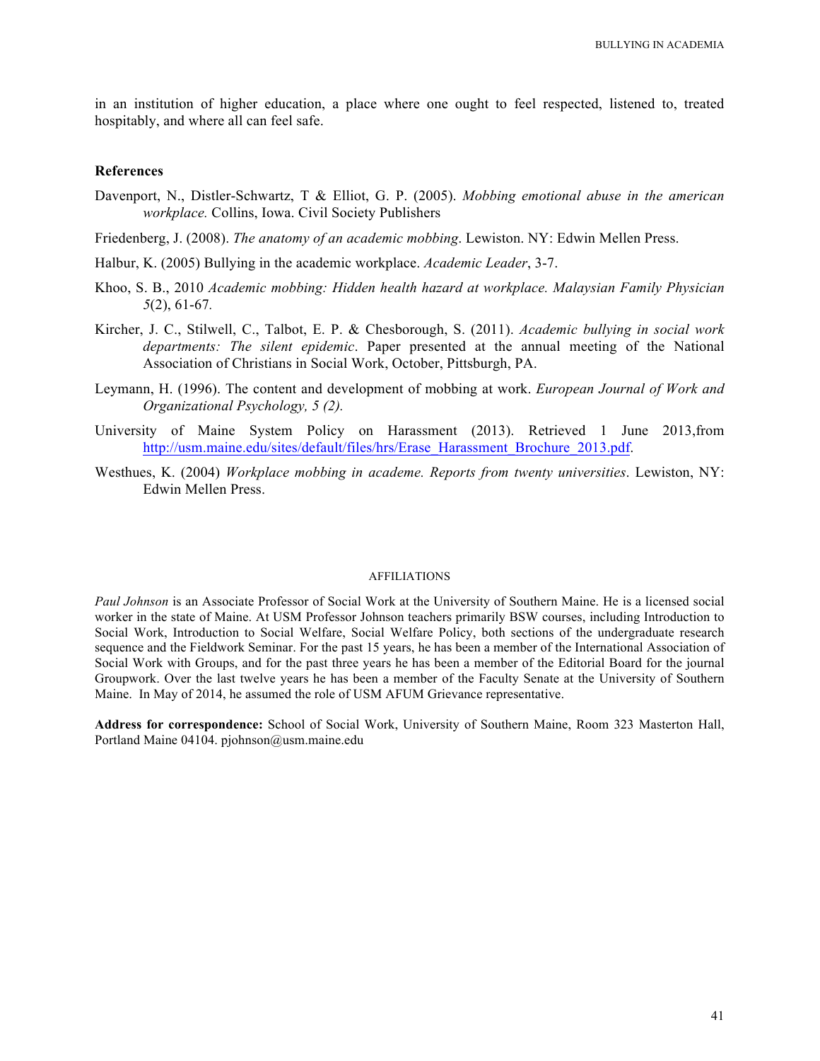in an institution of higher education, a place where one ought to feel respected, listened to, treated hospitably, and where all can feel safe.

**References**

Davenport, N., Distler-Schwartz, T & Elliot, G. P. (2005). *Mobbing emotional abuse in the american workplace.* Collins, Iowa. Civil Society Publishers

Friedenberg, J. (2008). *The anatomy of an academic mobbing*. Lewiston. NY: Edwin Mellen Press.

Halbur, K. (2005) Bullying in the academic workplace. *Academic Leader*, 3-7.

Khoo, S. B., 2010 *Academic mobbing: Hidden health hazard at workplace. Malaysian Family Physician 5*(2), 61-67*.*

Kircher, J. C., Stilwell, C., Talbot, E. P. & Chesborough, S. (2011). *Academic bullying in social work departments: The silent epidemic*. Paper presented at the annual meeting of the National Association of Christians in Social Work, October, Pittsburgh, PA.

Leymann, H. (1996). The content and development of mobbing at work. *European Journal of Work and Organizational Psychology, 5 (2).*

University of Maine System Policy on Harassment (2013). Retrieved 1 June 2013,from http://usm.maine.edu/sites/default/files/hrs/Erase_Harassment_Brochure_2013.pdf.

Westhues, K. (2004) *Workplace mobbing in academe. Reports from twenty universities*. Lewiston, NY: Edwin Mellen Press.

AFFILIATIONS

*Paul Johnson* is an Associate Professor of Social Work at the University of Southern Maine. He is a licensed social worker in the state of Maine. At USM Professor Johnson teachers primarily BSW courses, including Introduction to Social Work, Introduction to Social Welfare, Social Welfare Policy, both sections of the undergraduate research sequence and the Fieldwork Seminar. For the past 15 years, he has been a member of the International Association of Social Work with Groups, and for the past three years he has been a member of the Editorial Board for the journal Groupwork. Over the last twelve years he has been a member of the Faculty Senate at the University of Southern Maine. In May of 2014, he assumed the role of USM AFUM Grievance representative.

**Address for correspondence:** School of Social Work, University of Southern Maine, Room 323 Masterton Hall, Portland Maine 04104. pjohnson@usm.maine.edu